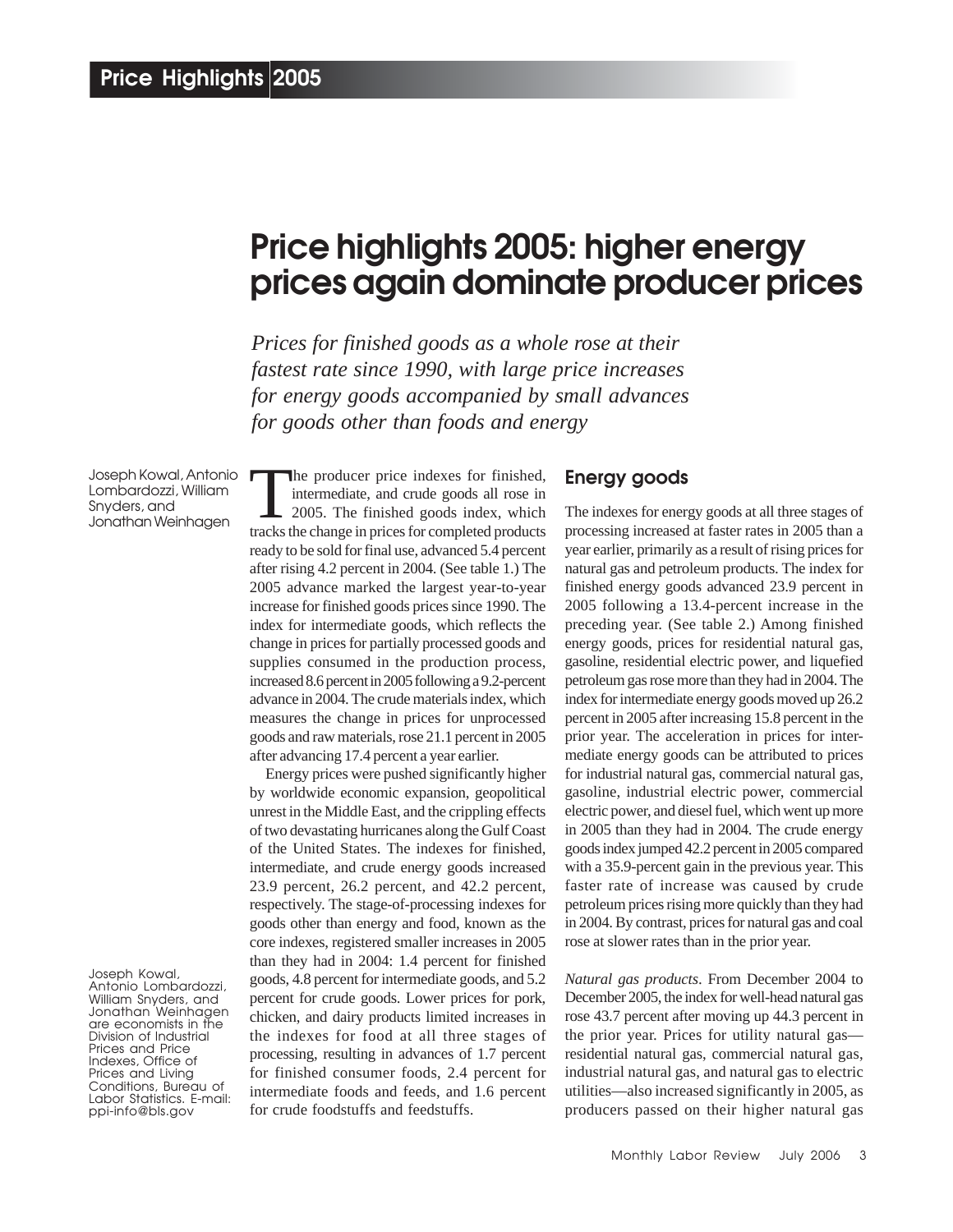# Price highlights 2005: higher energy prices again dominate producer prices

*Prices for finished goods as a whole rose at their fastest rate since 1990, with large price increases for energy goods accompanied by small advances for goods other than foods and energy*

Joseph Kowal, Antonio Lombardozzi, William Snyders, and Jonathan Weinhagen

The producer price indexes for finished, intermediate, and crude goods all rose in 2005. The finished goods index, which tracks the change in prices for completed products ready to be sold for final use, advanced 5.4 percent after rising 4.2 percent in 2004. (See table 1.) The 2005 advance marked the largest year-to-year increase for finished goods prices since 1990. The index for intermediate goods, which reflects the change in prices for partially processed goods and supplies consumed in the production process, increased 8.6 percent in 2005 following a 9.2-percent advance in 2004. The crude materials index, which measures the change in prices for unprocessed goods and raw materials, rose 21.1 percent in 2005 after advancing 17.4 percent a year earlier.

Energy prices were pushed significantly higher by worldwide economic expansion, geopolitical unrest in the Middle East, and the crippling effects of two devastating hurricanes along the Gulf Coast of the United States. The indexes for finished, intermediate, and crude energy goods increased 23.9 percent, 26.2 percent, and 42.2 percent, respectively. The stage-of-processing indexes for goods other than energy and food, known as the core indexes, registered smaller increases in 2005 than they had in 2004: 1.4 percent for finished goods, 4.8 percent for intermediate goods, and 5.2 percent for crude goods. Lower prices for pork, chicken, and dairy products limited increases in the indexes for food at all three stages of processing, resulting in advances of 1.7 percent for finished consumer foods, 2.4 percent for intermediate foods and feeds, and 1.6 percent for crude foodstuffs and feedstuffs.

## Energy goods

The indexes for energy goods at all three stages of processing increased at faster rates in 2005 than a year earlier, primarily as a result of rising prices for natural gas and petroleum products. The index for finished energy goods advanced 23.9 percent in 2005 following a 13.4-percent increase in the preceding year. (See table 2.) Among finished energy goods, prices for residential natural gas, gasoline, residential electric power, and liquefied petroleum gas rose more than they had in 2004. The index for intermediate energy goods moved up 26.2 percent in 2005 after increasing 15.8 percent in the prior year. The acceleration in prices for intermediate energy goods can be attributed to prices for industrial natural gas, commercial natural gas, gasoline, industrial electric power, commercial electric power, and diesel fuel, which went up more in 2005 than they had in 2004. The crude energy goods index jumped 42.2 percent in 2005 compared with a 35.9-percent gain in the previous year. This faster rate of increase was caused by crude petroleum prices rising more quickly than they had in 2004. By contrast, prices for natural gas and coal rose at slower rates than in the prior year.

*Natural gas products*. From December 2004 to December 2005, the index for well-head natural gas rose 43.7 percent after moving up 44.3 percent in the prior year. Prices for utility natural gas—residential natural gas, commercial natural gas, industrial natural gas, and natural gas to electric utilities—also increased significantly in 2005, as producers passed on their higher natural gas

Joseph Kowal, Antonio Lombardozzi, William Snyders, and Jonathan Weinhagen are economists in the Division of Industrial Prices and Price Indexes, Office of Prices and Living Conditions, Bureau of Labor Statistics. E-mail: ppi-info@bls.gov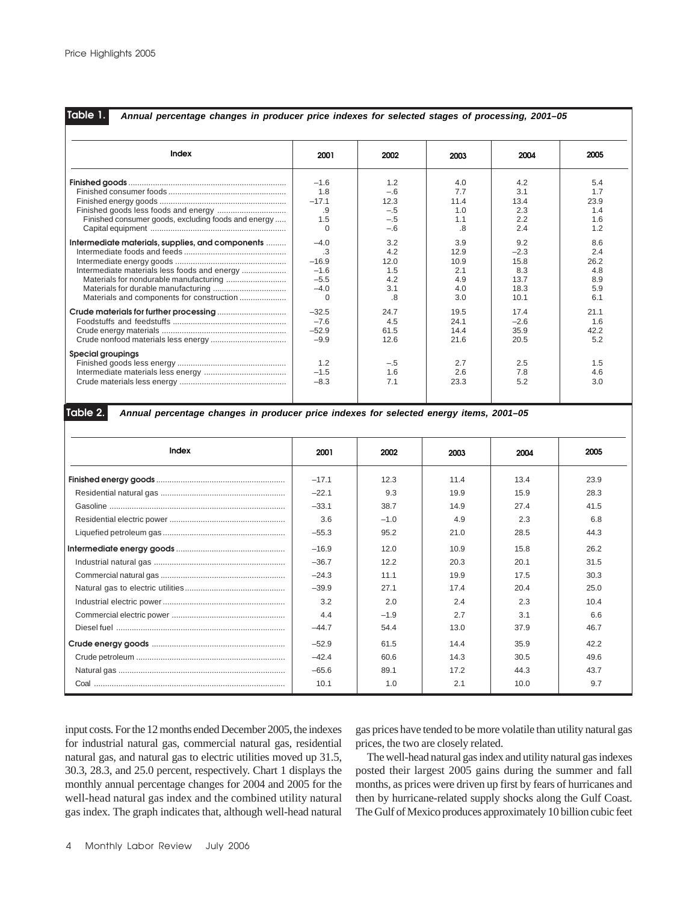**Table 1. Annual percentage changes in producer price indexes for selected stages of processing, 2001–05**

| Index | 2001 | 2002 | 2003 | 2004 | 2005 |
|---|---|---|---|---|---|
| **Finished goods** | –1.6 | 1.2 | 4.0 | 4.2 | 5.4 |
| Finished consumer foods | 1.8 | –.6 | 7.7 | 3.1 | 1.7 |
| Finished energy goods | –17.1 | 12.3 | 11.4 | 13.4 | 23.9 |
| Finished goods less foods and energy | .9 | –.5 | 1.0 | 2.3 | 1.4 |
| Finished consumer goods, excluding foods and energy | 1.5 | –.5 | 1.1 | 2.2 | 1.6 |
| Capital equipment | 0 | –.6 | .8 | 2.4 | 1.2 |
| **Intermediate materials, supplies, and components** | –4.0 | 3.2 | 3.9 | 9.2 | 8.6 |
| Intermediate foods and feeds | .3 | 4.2 | 12.9 | –2.3 | 2.4 |
| Intermediate energy goods | –16.9 | 12.0 | 10.9 | 15.8 | 26.2 |
| Intermediate materials less foods and energy | –1.6 | 1.5 | 2.1 | 8.3 | 4.8 |
| Materials for nondurable manufacturing | –5.5 | 4.2 | 4.9 | 13.7 | 8.9 |
| Materials for durable manufacturing | –4.0 | 3.1 | 4.0 | 18.3 | 5.9 |
| Materials and components for construction | 0 | .8 | 3.0 | 10.1 | 6.1 |
| **Crude materials for further processing** | –32.5 | 24.7 | 19.5 | 17.4 | 21.1 |
| Foodstuffs and feedstuffs | –7.6 | 4.5 | 24.1 | –2.6 | 1.6 |
| Crude energy materials | –52.9 | 61.5 | 14.4 | 35.9 | 42.2 |
| Crude nonfood materials less energy | –9.9 | 12.6 | 21.6 | 20.5 | 5.2 |
| **Special groupings** | | | | | |
| Finished goods less energy | 1.2 | –.5 | 2.7 | 2.5 | 1.5 |
| Intermediate materials less energy | –1.5 | 1.6 | 2.6 | 7.8 | 4.6 |
| Crude materials less energy | –8.3 | 7.1 | 23.3 | 5.2 | 3.0 |

**Table 2. Annual percentage changes in producer price indexes for selected energy items, 2001–05**

| Index | 2001 | 2002 | 2003 | 2004 | 2005 |
|---|---|---|---|---|---|
| **Finished energy goods** | –17.1 | 12.3 | 11.4 | 13.4 | 23.9 |
| Residential natural gas | –22.1 | 9.3 | 19.9 | 15.9 | 28.3 |
| Gasoline | –33.1 | 38.7 | 14.9 | 27.4 | 41.5 |
| Residential electric power | 3.6 | –1.0 | 4.9 | 2.3 | 6.8 |
| Liquefied petroleum gas | –55.3 | 95.2 | 21.0 | 28.5 | 44.3 |
| **Intermediate energy goods** | –16.9 | 12.0 | 10.9 | 15.8 | 26.2 |
| Industrial natural gas | –36.7 | 12.2 | 20.3 | 20.1 | 31.5 |
| Commercial natural gas | –24.3 | 11.1 | 19.9 | 17.5 | 30.3 |
| Natural gas to electric utilities | –39.9 | 27.1 | 17.4 | 20.4 | 25.0 |
| Industrial electric power | 3.2 | 2.0 | 2.4 | 2.3 | 10.4 |
| Commercial electric power | 4.4 | –1.9 | 2.7 | 3.1 | 6.6 |
| Diesel fuel | –44.7 | 54.4 | 13.0 | 37.9 | 46.7 |
| **Crude energy goods** | –52.9 | 61.5 | 14.4 | 35.9 | 42.2 |
| Crude petroleum | –42.4 | 60.6 | 14.3 | 30.5 | 49.6 |
| Natural gas | –65.6 | 89.1 | 17.2 | 44.3 | 43.7 |
| Coal | 10.1 | 1.0 | 2.1 | 10.0 | 9.7 |

input costs. For the 12 months ended December 2005, the indexes for industrial natural gas, commercial natural gas, residential natural gas, and natural gas to electric utilities moved up 31.5, 30.3, 28.3, and 25.0 percent, respectively. Chart 1 displays the monthly annual percentage changes for 2004 and 2005 for the well-head natural gas index and the combined utility natural gas index. The graph indicates that, although well-head natural gas prices have tended to be more volatile than utility natural gas prices, the two are closely related.

The well-head natural gas index and utility natural gas indexes posted their largest 2005 gains during the summer and fall months, as prices were driven up first by fears of hurricanes and then by hurricane-related supply shocks along the Gulf Coast. The Gulf of Mexico produces approximately 10 billion cubic feet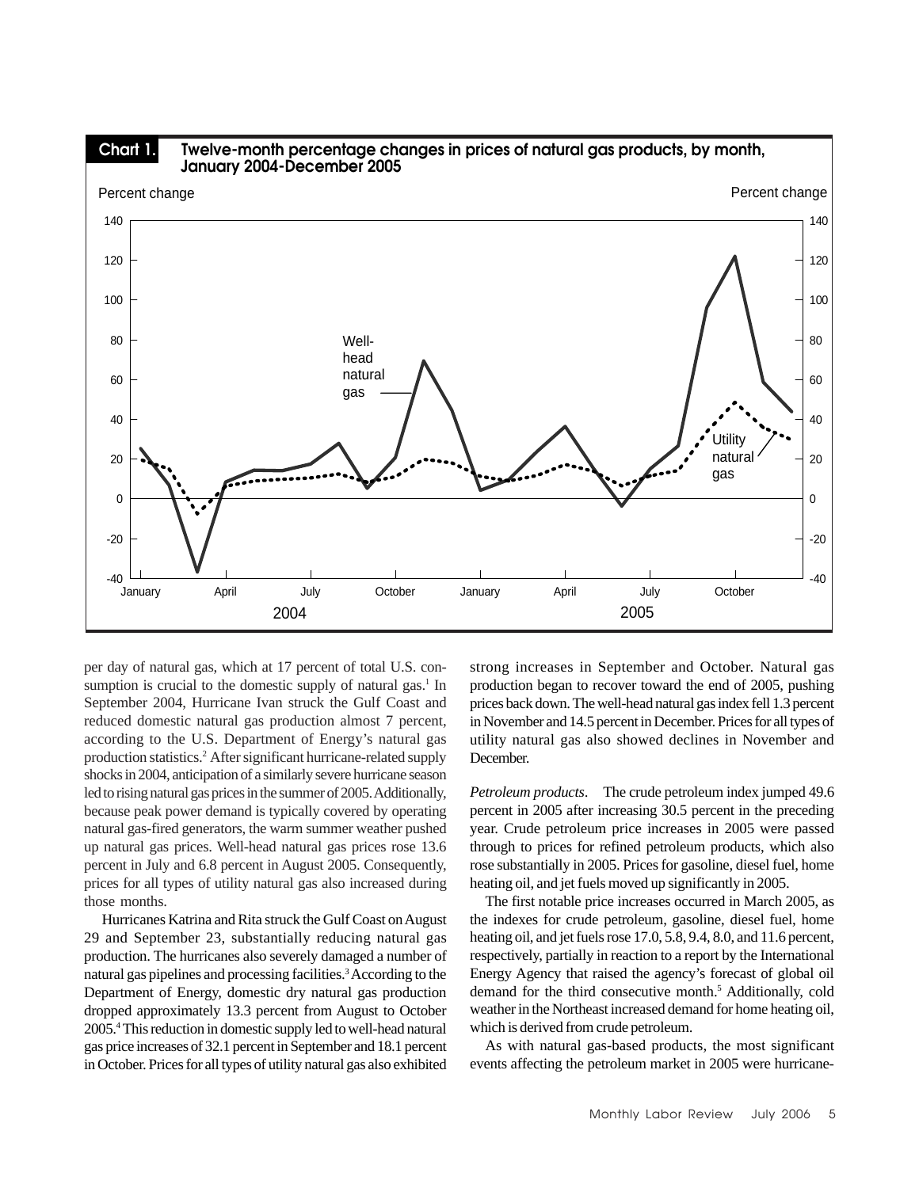**Chart 1. Twelve-month percentage changes in prices of natural gas products, by month, January 2004-December 2005**

per day of natural gas, which at 17 percent of total U.S. consumption is crucial to the domestic supply of natural gas.[1] In September 2004, Hurricane Ivan struck the Gulf Coast and reduced domestic natural gas production almost 7 percent, according to the U.S. Department of Energy's natural gas production statistics.[2] After significant hurricane-related supply shocks in 2004, anticipation of a similarly severe hurricane season led to rising natural gas prices in the summer of 2005. Additionally, because peak power demand is typically covered by operating natural gas-fired generators, the warm summer weather pushed up natural gas prices. Well-head natural gas prices rose 13.6 percent in July and 6.8 percent in August 2005. Consequently, prices for all types of utility natural gas also increased during those months.

Hurricanes Katrina and Rita struck the Gulf Coast on August 29 and September 23, substantially reducing natural gas production. The hurricanes also severely damaged a number of natural gas pipelines and processing facilities.[3] According to the Department of Energy, domestic dry natural gas production dropped approximately 13.3 percent from August to October 2005.[4] This reduction in domestic supply led to well-head natural gas price increases of 32.1 percent in September and 18.1 percent in October. Prices for all types of utility natural gas also exhibited strong increases in September and October. Natural gas production began to recover toward the end of 2005, pushing prices back down. The well-head natural gas index fell 1.3 percent in November and 14.5 percent in December. Prices for all types of utility natural gas also showed declines in November and December.

*Petroleum products*. The crude petroleum index jumped 49.6 percent in 2005 after increasing 30.5 percent in the preceding year. Crude petroleum price increases in 2005 were passed through to prices for refined petroleum products, which also rose substantially in 2005. Prices for gasoline, diesel fuel, home heating oil, and jet fuels moved up significantly in 2005.

The first notable price increases occurred in March 2005, as the indexes for crude petroleum, gasoline, diesel fuel, home heating oil, and jet fuels rose 17.0, 5.8, 9.4, 8.0, and 11.6 percent, respectively, partially in reaction to a report by the International Energy Agency that raised the agency's forecast of global oil demand for the third consecutive month.[5] Additionally, cold weather in the Northeast increased demand for home heating oil, which is derived from crude petroleum.

As with natural gas-based products, the most significant events affecting the petroleum market in 2005 were hurricane-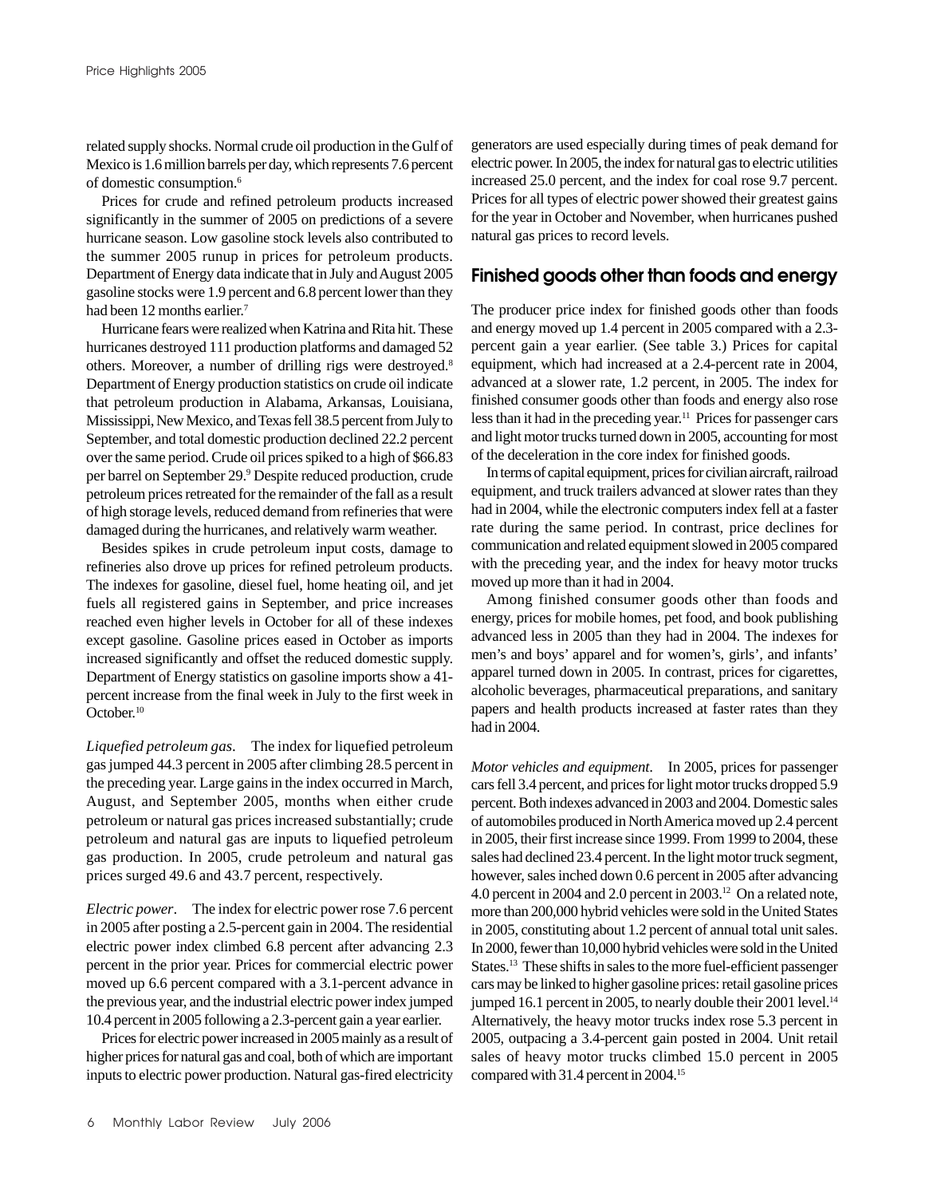related supply shocks. Normal crude oil production in the Gulf of Mexico is 1.6 million barrels per day, which represents 7.6 percent of domestic consumption.[6]

Prices for crude and refined petroleum products increased significantly in the summer of 2005 on predictions of a severe hurricane season. Low gasoline stock levels also contributed to the summer 2005 runup in prices for petroleum products. Department of Energy data indicate that in July and August 2005 gasoline stocks were 1.9 percent and 6.8 percent lower than they had been 12 months earlier.[7]

Hurricane fears were realized when Katrina and Rita hit. These hurricanes destroyed 111 production platforms and damaged 52 others. Moreover, a number of drilling rigs were destroyed.[8] Department of Energy production statistics on crude oil indicate that petroleum production in Alabama, Arkansas, Louisiana, Mississippi, New Mexico, and Texas fell 38.5 percent from July to September, and total domestic production declined 22.2 percent over the same period. Crude oil prices spiked to a high of $66.83 per barrel on September 29.[9] Despite reduced production, crude petroleum prices retreated for the remainder of the fall as a result of high storage levels, reduced demand from refineries that were damaged during the hurricanes, and relatively warm weather.

Besides spikes in crude petroleum input costs, damage to refineries also drove up prices for refined petroleum products. The indexes for gasoline, diesel fuel, home heating oil, and jet fuels all registered gains in September, and price increases reached even higher levels in October for all of these indexes except gasoline. Gasoline prices eased in October as imports increased significantly and offset the reduced domestic supply. Department of Energy statistics on gasoline imports show a 41-percent increase from the final week in July to the first week in October.[10]

*Liquefied petroleum gas*. The index for liquefied petroleum gas jumped 44.3 percent in 2005 after climbing 28.5 percent in the preceding year. Large gains in the index occurred in March, August, and September 2005, months when either crude petroleum or natural gas prices increased substantially; crude petroleum and natural gas are inputs to liquefied petroleum gas production. In 2005, crude petroleum and natural gas prices surged 49.6 and 43.7 percent, respectively.

*Electric power*. The index for electric power rose 7.6 percent in 2005 after posting a 2.5-percent gain in 2004. The residential electric power index climbed 6.8 percent after advancing 2.3 percent in the prior year. Prices for commercial electric power moved up 6.6 percent compared with a 3.1-percent advance in the previous year, and the industrial electric power index jumped 10.4 percent in 2005 following a 2.3-percent gain a year earlier.

Prices for electric power increased in 2005 mainly as a result of higher prices for natural gas and coal, both of which are important inputs to electric power production. Natural gas-fired electricity generators are used especially during times of peak demand for electric power. In 2005, the index for natural gas to electric utilities increased 25.0 percent, and the index for coal rose 9.7 percent. Prices for all types of electric power showed their greatest gains for the year in October and November, when hurricanes pushed natural gas prices to record levels.

## Finished goods other than foods and energy

The producer price index for finished goods other than foods and energy moved up 1.4 percent in 2005 compared with a 2.3-percent gain a year earlier. (See table 3.) Prices for capital equipment, which had increased at a 2.4-percent rate in 2004, advanced at a slower rate, 1.2 percent, in 2005. The index for finished consumer goods other than foods and energy also rose less than it had in the preceding year.[11] Prices for passenger cars and light motor trucks turned down in 2005, accounting for most of the deceleration in the core index for finished goods.

In terms of capital equipment, prices for civilian aircraft, railroad equipment, and truck trailers advanced at slower rates than they had in 2004, while the electronic computers index fell at a faster rate during the same period. In contrast, price declines for communication and related equipment slowed in 2005 compared with the preceding year, and the index for heavy motor trucks moved up more than it had in 2004.

Among finished consumer goods other than foods and energy, prices for mobile homes, pet food, and book publishing advanced less in 2005 than they had in 2004. The indexes for men's and boys' apparel and for women's, girls', and infants' apparel turned down in 2005. In contrast, prices for cigarettes, alcoholic beverages, pharmaceutical preparations, and sanitary papers and health products increased at faster rates than they had in 2004.

*Motor vehicles and equipment*. In 2005, prices for passenger cars fell 3.4 percent, and prices for light motor trucks dropped 5.9 percent. Both indexes advanced in 2003 and 2004. Domestic sales of automobiles produced in North America moved up 2.4 percent in 2005, their first increase since 1999. From 1999 to 2004, these sales had declined 23.4 percent. In the light motor truck segment, however, sales inched down 0.6 percent in 2005 after advancing 4.0 percent in 2004 and 2.0 percent in 2003.[12] On a related note, more than 200,000 hybrid vehicles were sold in the United States in 2005, constituting about 1.2 percent of annual total unit sales. In 2000, fewer than 10,000 hybrid vehicles were sold in the United States.[13] These shifts in sales to the more fuel-efficient passenger cars may be linked to higher gasoline prices: retail gasoline prices jumped 16.1 percent in 2005, to nearly double their 2001 level.[14] Alternatively, the heavy motor trucks index rose 5.3 percent in 2005, outpacing a 3.4-percent gain posted in 2004. Unit retail sales of heavy motor trucks climbed 15.0 percent in 2005 compared with 31.4 percent in 2004.[15]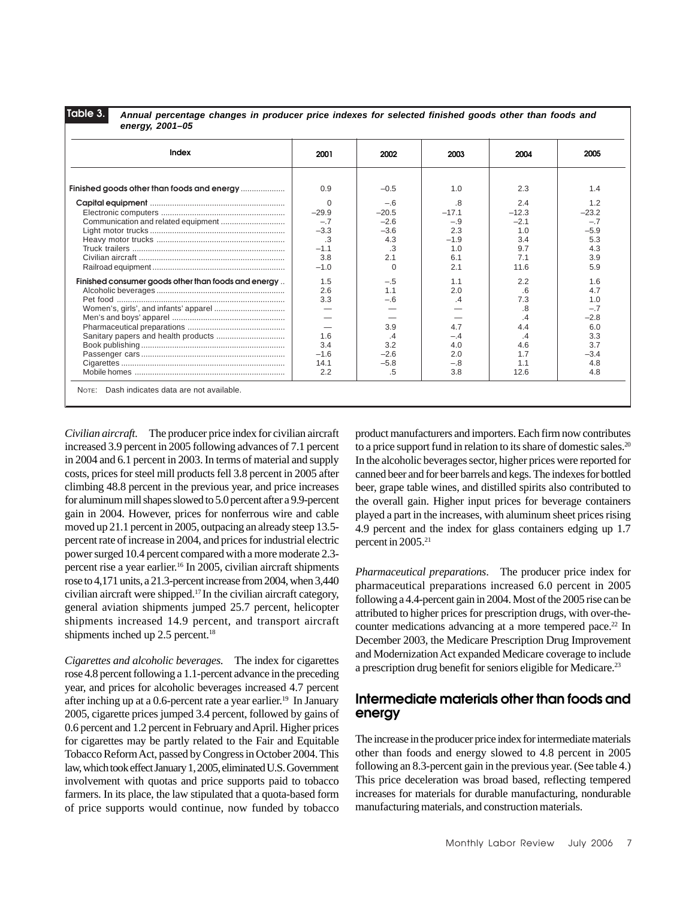**Table 3. Annual percentage changes in producer price indexes for selected finished goods other than foods and energy, 2001–05**

| Index | 2001 | 2002 | 2003 | 2004 | 2005 |
|---|---|---|---|---|---|
| **Finished goods other than foods and energy** | 0.9 | –0.5 | 1.0 | 2.3 | 1.4 |
| **Capital equipment** | 0 | –.6 | .8 | 2.4 | 1.2 |
| Electronic computers | –29.9 | –20.5 | –17.1 | –12.3 | –23.2 |
| Communication and related equipment | –.7 | –2.6 | –.9 | –2.1 | –.7 |
| Light motor trucks | –3.3 | –3.6 | 2.3 | 1.0 | –5.9 |
| Heavy motor trucks | .3 | 4.3 | –1.9 | 3.4 | 5.3 |
| Truck trailers | –1.1 | .3 | 1.0 | 9.7 | 4.3 |
| Civilian aircraft | 3.8 | 2.1 | 6.1 | 7.1 | 3.9 |
| Railroad equipment | –1.0 | 0 | 2.1 | 11.6 | 5.9 |
| **Finished consumer goods other than foods and energy** | 1.5 | –.5 | 1.1 | 2.2 | 1.6 |
| Alcoholic beverages | 2.6 | 1.1 | 2.0 | .6 | 4.7 |
| Pet food | 3.3 | –.6 | .4 | 7.3 | 1.0 |
| Women's, girls', and infants' apparel | — | — | — | .8 | –.7 |
| Men's and boys' apparel | — | — | — | .4 | –2.8 |
| Pharmaceutical preparations | — | 3.9 | 4.7 | 4.4 | 6.0 |
| Sanitary papers and health products | 1.6 | .4 | –.4 | .4 | 3.3 |
| Book publishing | 3.4 | 3.2 | 4.0 | 4.6 | 3.7 |
| Passenger cars | –1.6 | –2.6 | 2.0 | 1.7 | –3.4 |
| Cigarettes | 14.1 | –5.8 | –.8 | 1.1 | 4.8 |
| Mobile homes | 2.2 | .5 | 3.8 | 12.6 | 4.8 |

NOTE: Dash indicates data are not available.

*Civilian aircraft.* The producer price index for civilian aircraft increased 3.9 percent in 2005 following advances of 7.1 percent in 2004 and 6.1 percent in 2003. In terms of material and supply costs, prices for steel mill products fell 3.8 percent in 2005 after climbing 48.8 percent in the previous year, and price increases for aluminum mill shapes slowed to 5.0 percent after a 9.9-percent gain in 2004. However, prices for nonferrous wire and cable moved up 21.1 percent in 2005, outpacing an already steep 13.5-percent rate of increase in 2004, and prices for industrial electric power surged 10.4 percent compared with a more moderate 2.3-percent rise a year earlier.[16] In 2005, civilian aircraft shipments rose to 4,171 units, a 21.3-percent increase from 2004, when 3,440 civilian aircraft were shipped.[17] In the civilian aircraft category, general aviation shipments jumped 25.7 percent, helicopter shipments increased 14.9 percent, and transport aircraft shipments inched up 2.5 percent.[18]

*Cigarettes and alcoholic beverages.* The index for cigarettes rose 4.8 percent following a 1.1-percent advance in the preceding year, and prices for alcoholic beverages increased 4.7 percent after inching up at a 0.6-percent rate a year earlier.[19] In January 2005, cigarette prices jumped 3.4 percent, followed by gains of 0.6 percent and 1.2 percent in February and April. Higher prices for cigarettes may be partly related to the Fair and Equitable Tobacco Reform Act, passed by Congress in October 2004. This law, which took effect January 1, 2005, eliminated U.S. Government involvement with quotas and price supports paid to tobacco farmers. In its place, the law stipulated that a quota-based form of price supports would continue, now funded by tobacco product manufacturers and importers. Each firm now contributes to a price support fund in relation to its share of domestic sales.[20] In the alcoholic beverages sector, higher prices were reported for canned beer and for beer barrels and kegs. The indexes for bottled beer, grape table wines, and distilled spirits also contributed to the overall gain. Higher input prices for beverage containers played a part in the increases, with aluminum sheet prices rising 4.9 percent and the index for glass containers edging up 1.7 percent in 2005.[21]

*Pharmaceutical preparations.* The producer price index for pharmaceutical preparations increased 6.0 percent in 2005 following a 4.4-percent gain in 2004. Most of the 2005 rise can be attributed to higher prices for prescription drugs, with over-the-counter medications advancing at a more tempered pace.[22] In December 2003, the Medicare Prescription Drug Improvement and Modernization Act expanded Medicare coverage to include a prescription drug benefit for seniors eligible for Medicare.[23]

## Intermediate materials other than foods and energy

The increase in the producer price index for intermediate materials other than foods and energy slowed to 4.8 percent in 2005 following an 8.3-percent gain in the previous year. (See table 4.) This price deceleration was broad based, reflecting tempered increases for materials for durable manufacturing, nondurable manufacturing materials, and construction materials.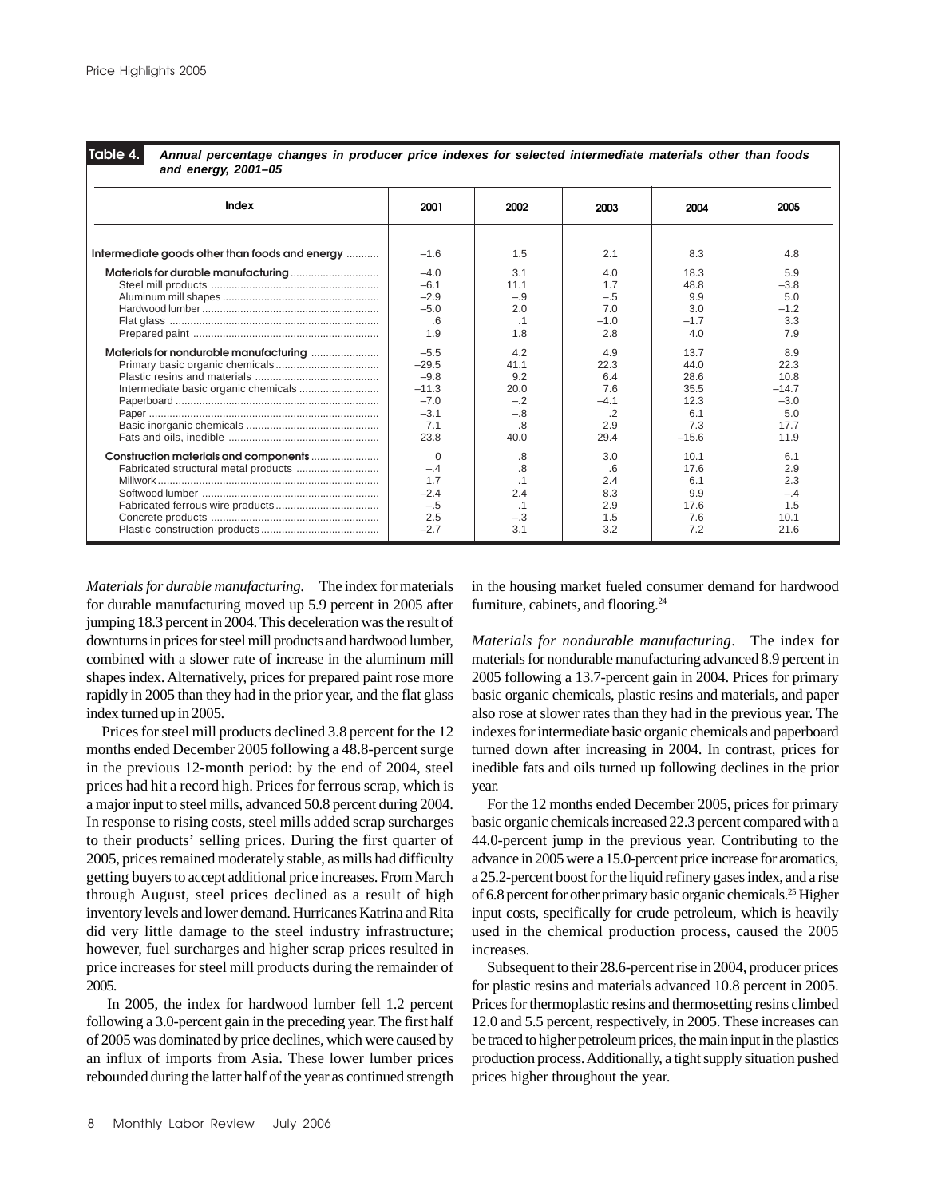**Table 4. Annual percentage changes in producer price indexes for selected intermediate materials other than foods and energy, 2001–05**

| Index | 2001 | 2002 | 2003 | 2004 | 2005 |
|---|---|---|---|---|---|
| **Intermediate goods other than foods and energy** | –1.6 | 1.5 | 2.1 | 8.3 | 4.8 |
| **Materials for durable manufacturing** | –4.0 | 3.1 | 4.0 | 18.3 | 5.9 |
| Steel mill products | –6.1 | 11.1 | 1.7 | 48.8 | –3.8 |
| Aluminum mill shapes | –2.9 | –.9 | –.5 | 9.9 | 5.0 |
| Hardwood lumber | –5.0 | 2.0 | 7.0 | 3.0 | –1.2 |
| Flat glass | .6 | .1 | –1.0 | –1.7 | 3.3 |
| Prepared paint | 1.9 | 1.8 | 2.8 | 4.0 | 7.9 |
| **Materials for nondurable manufacturing** | –5.5 | 4.2 | 4.9 | 13.7 | 8.9 |
| Primary basic organic chemicals | –29.5 | 41.1 | 22.3 | 44.0 | 22.3 |
| Plastic resins and materials | –9.8 | 9.2 | 6.4 | 28.6 | 10.8 |
| Intermediate basic organic chemicals | –11.3 | 20.0 | 7.6 | 35.5 | –14.7 |
| Paperboard | –7.0 | –.2 | –4.1 | 12.3 | –3.0 |
| Paper | –3.1 | –.8 | .2 | 6.1 | 5.0 |
| Basic inorganic chemicals | 7.1 | .8 | 2.9 | 7.3 | 17.7 |
| Fats and oils, inedible | 23.8 | 40.0 | 29.4 | –15.6 | 11.9 |
| **Construction materials and components** | 0 | .8 | 3.0 | 10.1 | 6.1 |
| Fabricated structural metal products | –.4 | .8 | .6 | 17.6 | 2.9 |
| Millwork | 1.7 | .1 | 2.4 | 6.1 | 2.3 |
| Softwood lumber | –2.4 | 2.4 | 8.3 | 9.9 | –.4 |
| Fabricated ferrous wire products | –.5 | .1 | 2.9 | 17.6 | 1.5 |
| Concrete products | 2.5 | –.3 | 1.5 | 7.6 | 10.1 |
| Plastic construction products | –2.7 | 3.1 | 3.2 | 7.2 | 21.6 |

*Materials for durable manufacturing.* The index for materials for durable manufacturing moved up 5.9 percent in 2005 after jumping 18.3 percent in 2004. This deceleration was the result of downturns in prices for steel mill products and hardwood lumber, combined with a slower rate of increase in the aluminum mill shapes index. Alternatively, prices for prepared paint rose more rapidly in 2005 than they had in the prior year, and the flat glass index turned up in 2005.

Prices for steel mill products declined 3.8 percent for the 12 months ended December 2005 following a 48.8-percent surge in the previous 12-month period: by the end of 2004, steel prices had hit a record high. Prices for ferrous scrap, which is a major input to steel mills, advanced 50.8 percent during 2004. In response to rising costs, steel mills added scrap surcharges to their products' selling prices. During the first quarter of 2005, prices remained moderately stable, as mills had difficulty getting buyers to accept additional price increases. From March through August, steel prices declined as a result of high inventory levels and lower demand. Hurricanes Katrina and Rita did very little damage to the steel industry infrastructure; however, fuel surcharges and higher scrap prices resulted in price increases for steel mill products during the remainder of 2005.

In 2005, the index for hardwood lumber fell 1.2 percent following a 3.0-percent gain in the preceding year. The first half of 2005 was dominated by price declines, which were caused by an influx of imports from Asia. These lower lumber prices rebounded during the latter half of the year as continued strength in the housing market fueled consumer demand for hardwood furniture, cabinets, and flooring.[24]

*Materials for nondurable manufacturing.* The index for materials for nondurable manufacturing advanced 8.9 percent in 2005 following a 13.7-percent gain in 2004. Prices for primary basic organic chemicals, plastic resins and materials, and paper also rose at slower rates than they had in the previous year. The indexes for intermediate basic organic chemicals and paperboard turned down after increasing in 2004. In contrast, prices for inedible fats and oils turned up following declines in the prior year.

For the 12 months ended December 2005, prices for primary basic organic chemicals increased 22.3 percent compared with a 44.0-percent jump in the previous year. Contributing to the advance in 2005 were a 15.0-percent price increase for aromatics, a 25.2-percent boost for the liquid refinery gases index, and a rise of 6.8 percent for other primary basic organic chemicals.[25] Higher input costs, specifically for crude petroleum, which is heavily used in the chemical production process, caused the 2005 increases.

Subsequent to their 28.6-percent rise in 2004, producer prices for plastic resins and materials advanced 10.8 percent in 2005. Prices for thermoplastic resins and thermosetting resins climbed 12.0 and 5.5 percent, respectively, in 2005. These increases can be traced to higher petroleum prices, the main input in the plastics production process. Additionally, a tight supply situation pushed prices higher throughout the year.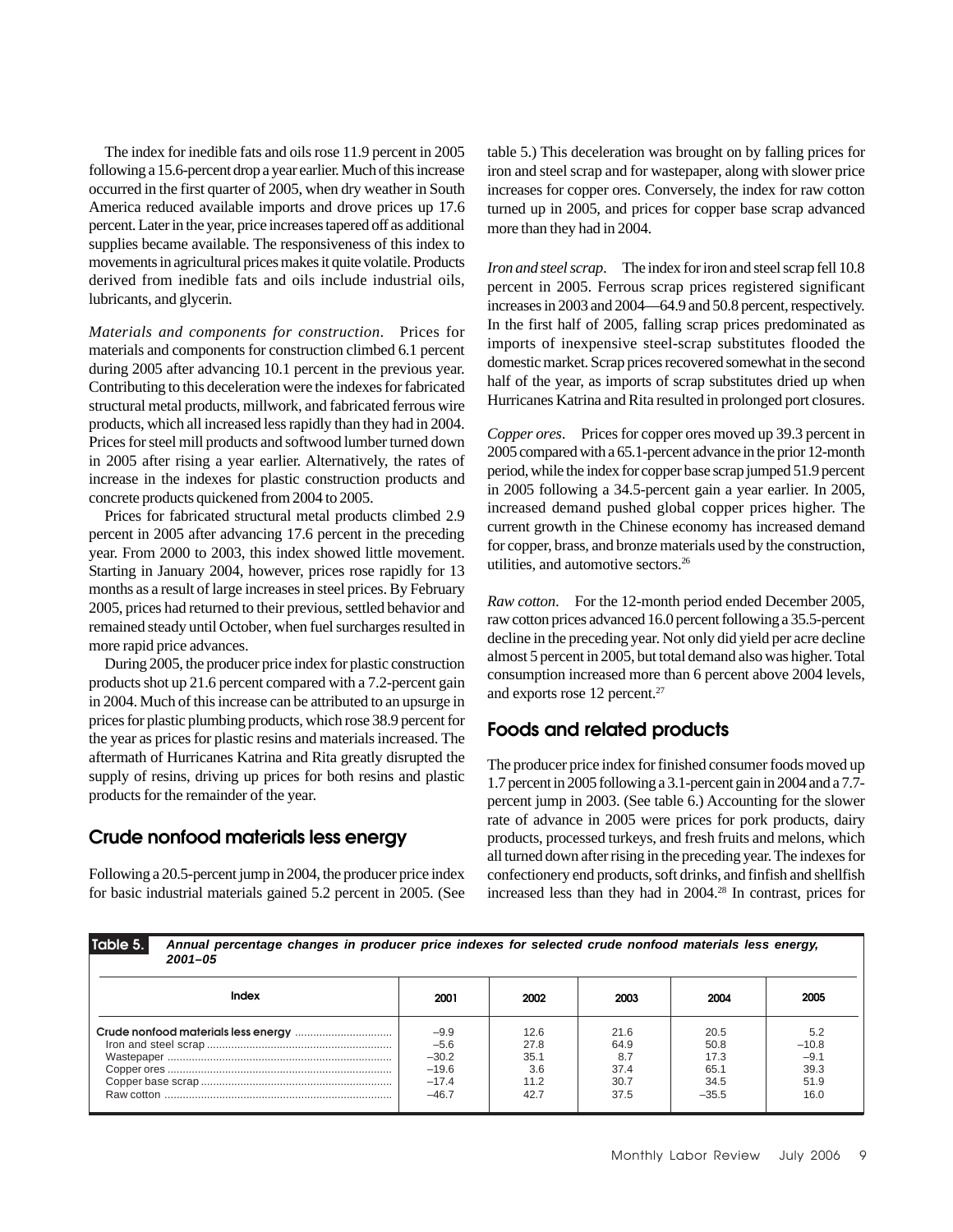The index for inedible fats and oils rose 11.9 percent in 2005 following a 15.6-percent drop a year earlier. Much of this increase occurred in the first quarter of 2005, when dry weather in South America reduced available imports and drove prices up 17.6 percent. Later in the year, price increases tapered off as additional supplies became available. The responsiveness of this index to movements in agricultural prices makes it quite volatile. Products derived from inedible fats and oils include industrial oils, lubricants, and glycerin.

*Materials and components for construction*. Prices for materials and components for construction climbed 6.1 percent during 2005 after advancing 10.1 percent in the previous year. Contributing to this deceleration were the indexes for fabricated structural metal products, millwork, and fabricated ferrous wire products, which all increased less rapidly than they had in 2004. Prices for steel mill products and softwood lumber turned down in 2005 after rising a year earlier. Alternatively, the rates of increase in the indexes for plastic construction products and concrete products quickened from 2004 to 2005.

Prices for fabricated structural metal products climbed 2.9 percent in 2005 after advancing 17.6 percent in the preceding year. From 2000 to 2003, this index showed little movement. Starting in January 2004, however, prices rose rapidly for 13 months as a result of large increases in steel prices. By February 2005, prices had returned to their previous, settled behavior and remained steady until October, when fuel surcharges resulted in more rapid price advances.

During 2005, the producer price index for plastic construction products shot up 21.6 percent compared with a 7.2-percent gain in 2004. Much of this increase can be attributed to an upsurge in prices for plastic plumbing products, which rose 38.9 percent for the year as prices for plastic resins and materials increased. The aftermath of Hurricanes Katrina and Rita greatly disrupted the supply of resins, driving up prices for both resins and plastic products for the remainder of the year.

## Crude nonfood materials less energy

Following a 20.5-percent jump in 2004, the producer price index for basic industrial materials gained 5.2 percent in 2005. (See table 5.) This deceleration was brought on by falling prices for iron and steel scrap and for wastepaper, along with slower price increases for copper ores. Conversely, the index for raw cotton turned up in 2005, and prices for copper base scrap advanced more than they had in 2004.

*Iron and steel scrap*. The index for iron and steel scrap fell 10.8 percent in 2005. Ferrous scrap prices registered significant increases in 2003 and 2004—64.9 and 50.8 percent, respectively. In the first half of 2005, falling scrap prices predominated as imports of inexpensive steel-scrap substitutes flooded the domestic market. Scrap prices recovered somewhat in the second half of the year, as imports of scrap substitutes dried up when Hurricanes Katrina and Rita resulted in prolonged port closures.

*Copper ores*. Prices for copper ores moved up 39.3 percent in 2005 compared with a 65.1-percent advance in the prior 12-month period, while the index for copper base scrap jumped 51.9 percent in 2005 following a 34.5-percent gain a year earlier. In 2005, increased demand pushed global copper prices higher. The current growth in the Chinese economy has increased demand for copper, brass, and bronze materials used by the construction, utilities, and automotive sectors.[26]

*Raw cotton*. For the 12-month period ended December 2005, raw cotton prices advanced 16.0 percent following a 35.5-percent decline in the preceding year. Not only did yield per acre decline almost 5 percent in 2005, but total demand also was higher. Total consumption increased more than 6 percent above 2004 levels, and exports rose 12 percent.[27]

## Foods and related products

The producer price index for finished consumer foods moved up 1.7 percent in 2005 following a 3.1-percent gain in 2004 and a 7.7-percent jump in 2003. (See table 6.) Accounting for the slower rate of advance in 2005 were prices for pork products, dairy products, processed turkeys, and fresh fruits and melons, which all turned down after rising in the preceding year. The indexes for confectionery end products, soft drinks, and finfish and shellfish increased less than they had in 2004.[28] In contrast, prices for

**Table 5. *Annual percentage changes in producer price indexes for selected crude nonfood materials less energy, 2001–05***

| Index | 2001 | 2002 | 2003 | 2004 | 2005 |
|---|---|---|---|---|---|
| Crude nonfood materials less energy | –9.9 | 12.6 | 21.6 | 20.5 | 5.2 |
| Iron and steel scrap | –5.6 | 27.8 | 64.9 | 50.8 | –10.8 |
| Wastepaper | –30.2 | 35.1 | 8.7 | 17.3 | –9.1 |
| Copper ores | –19.6 | 3.6 | 37.4 | 65.1 | 39.3 |
| Copper base scrap | –17.4 | 11.2 | 30.7 | 34.5 | 51.9 |
| Raw cotton | –46.7 | 42.7 | 37.5 | –35.5 | 16.0 |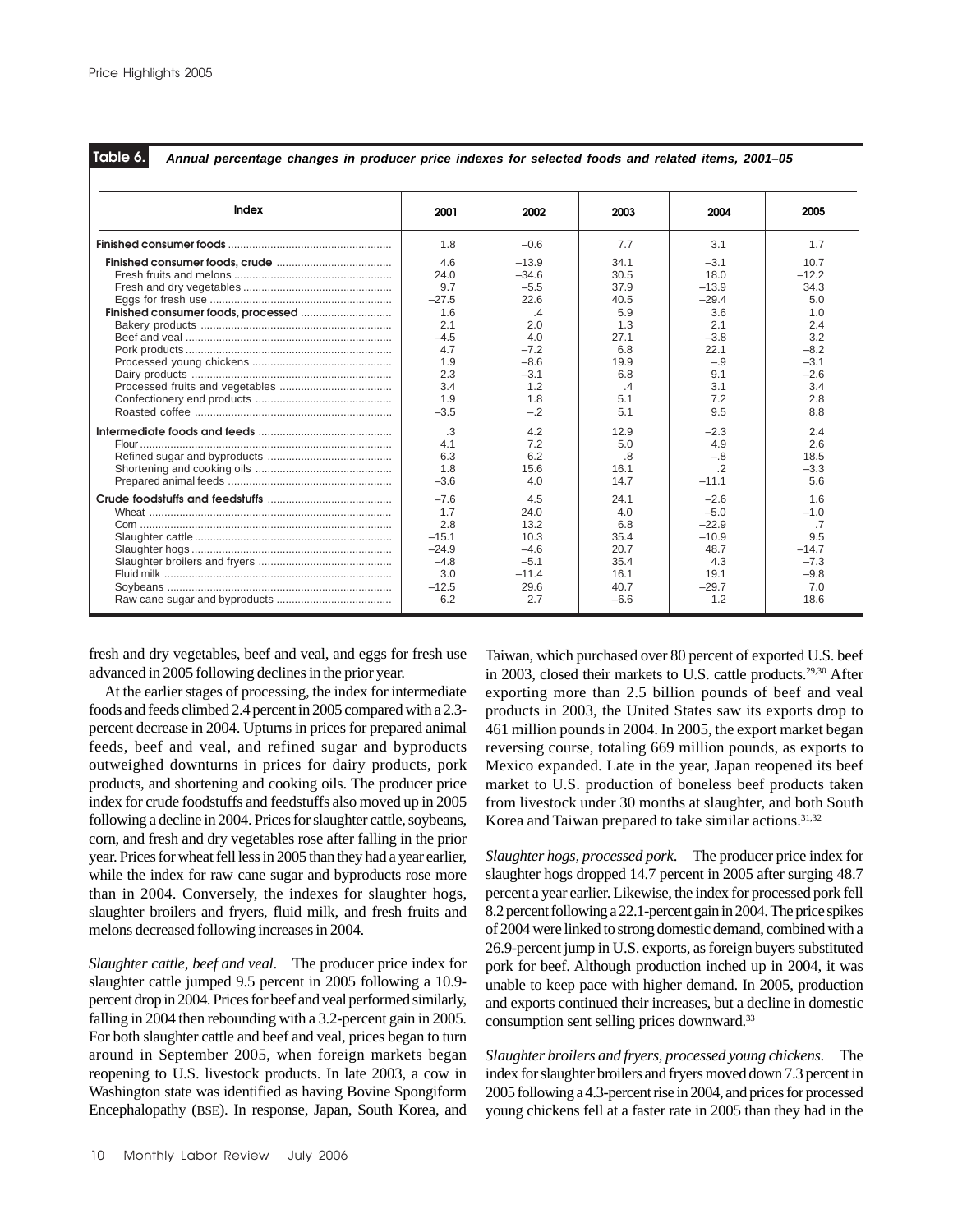**Table 6. Annual percentage changes in producer price indexes for selected foods and related items, 2001–05**

| Index | 2001 | 2002 | 2003 | 2004 | 2005 |
|---|---|---|---|---|---|
| **Finished consumer foods** | 1.8 | –0.6 | 7.7 | 3.1 | 1.7 |
| **Finished consumer foods, crude** | 4.6 | –13.9 | 34.1 | –3.1 | 10.7 |
| Fresh fruits and melons | 24.0 | –34.6 | 30.5 | 18.0 | –12.2 |
| Fresh and dry vegetables | 9.7 | –5.5 | 37.9 | –13.9 | 34.3 |
| Eggs for fresh use | –27.5 | 22.6 | 40.5 | –29.4 | 5.0 |
| **Finished consumer foods, processed** | 1.6 | .4 | 5.9 | 3.6 | 1.0 |
| Bakery products | 2.1 | 2.0 | 1.3 | 2.1 | 2.4 |
| Beef and veal | –4.5 | 4.0 | 27.1 | –3.8 | 3.2 |
| Pork products | 4.7 | –7.2 | 6.8 | 22.1 | –8.2 |
| Processed young chickens | 1.9 | –8.6 | 19.9 | –.9 | –3.1 |
| Dairy products | 2.3 | –3.1 | 6.8 | 9.1 | –2.6 |
| Processed fruits and vegetables | 3.4 | 1.2 | .4 | 3.1 | 3.4 |
| Confectionery end products | 1.9 | 1.8 | 5.1 | 7.2 | 2.8 |
| Roasted coffee | –3.5 | –.2 | 5.1 | 9.5 | 8.8 |
| **Intermediate foods and feeds** | .3 | 4.2 | 12.9 | –2.3 | 2.4 |
| Flour | 4.1 | 7.2 | 5.0 | 4.9 | 2.6 |
| Refined sugar and byproducts | 6.3 | 6.2 | .8 | –.8 | 18.5 |
| Shortening and cooking oils | 1.8 | 15.6 | 16.1 | .2 | –3.3 |
| Prepared animal feeds | –3.6 | 4.0 | 14.7 | –11.1 | 5.6 |
| **Crude foodstuffs and feedstuffs** | –7.6 | 4.5 | 24.1 | –2.6 | 1.6 |
| Wheat | 1.7 | 24.0 | 4.0 | –5.0 | –1.0 |
| Corn | 2.8 | 13.2 | 6.8 | –22.9 | .7 |
| Slaughter cattle | –15.1 | 10.3 | 35.4 | –10.9 | 9.5 |
| Slaughter hogs | –24.9 | –4.6 | 20.7 | 48.7 | –14.7 |
| Slaughter broilers and fryers | –4.8 | –5.1 | 35.4 | 4.3 | –7.3 |
| Fluid milk | 3.0 | –11.4 | 16.1 | 19.1 | –9.8 |
| Soybeans | –12.5 | 29.6 | 40.7 | –29.7 | 7.0 |
| Raw cane sugar and byproducts | 6.2 | 2.7 | –6.6 | 1.2 | 18.6 |

fresh and dry vegetables, beef and veal, and eggs for fresh use advanced in 2005 following declines in the prior year.

At the earlier stages of processing, the index for intermediate foods and feeds climbed 2.4 percent in 2005 compared with a 2.3-percent decrease in 2004. Upturns in prices for prepared animal feeds, beef and veal, and refined sugar and byproducts outweighed downturns in prices for dairy products, pork products, and shortening and cooking oils. The producer price index for crude foodstuffs and feedstuffs also moved up in 2005 following a decline in 2004. Prices for slaughter cattle, soybeans, corn, and fresh and dry vegetables rose after falling in the prior year. Prices for wheat fell less in 2005 than they had a year earlier, while the index for raw cane sugar and byproducts rose more than in 2004. Conversely, the indexes for slaughter hogs, slaughter broilers and fryers, fluid milk, and fresh fruits and melons decreased following increases in 2004.

*Slaughter cattle, beef and veal.* The producer price index for slaughter cattle jumped 9.5 percent in 2005 following a 10.9-percent drop in 2004. Prices for beef and veal performed similarly, falling in 2004 then rebounding with a 3.2-percent gain in 2005. For both slaughter cattle and beef and veal, prices began to turn around in September 2005, when foreign markets began reopening to U.S. livestock products. In late 2003, a cow in Washington state was identified as having Bovine Spongiform Encephalopathy (BSE). In response, Japan, South Korea, and Taiwan, which purchased over 80 percent of exported U.S. beef in 2003, closed their markets to U.S. cattle products.[29,30] After exporting more than 2.5 billion pounds of beef and veal products in 2003, the United States saw its exports drop to 461 million pounds in 2004. In 2005, the export market began reversing course, totaling 669 million pounds, as exports to Mexico expanded. Late in the year, Japan reopened its beef market to U.S. production of boneless beef products taken from livestock under 30 months at slaughter, and both South Korea and Taiwan prepared to take similar actions.[31,32]

*Slaughter hogs, processed pork.* The producer price index for slaughter hogs dropped 14.7 percent in 2005 after surging 48.7 percent a year earlier. Likewise, the index for processed pork fell 8.2 percent following a 22.1-percent gain in 2004. The price spikes of 2004 were linked to strong domestic demand, combined with a 26.9-percent jump in U.S. exports, as foreign buyers substituted pork for beef. Although production inched up in 2004, it was unable to keep pace with higher demand. In 2005, production and exports continued their increases, but a decline in domestic consumption sent selling prices downward.[33]

*Slaughter broilers and fryers, processed young chickens.* The index for slaughter broilers and fryers moved down 7.3 percent in 2005 following a 4.3-percent rise in 2004, and prices for processed young chickens fell at a faster rate in 2005 than they had in the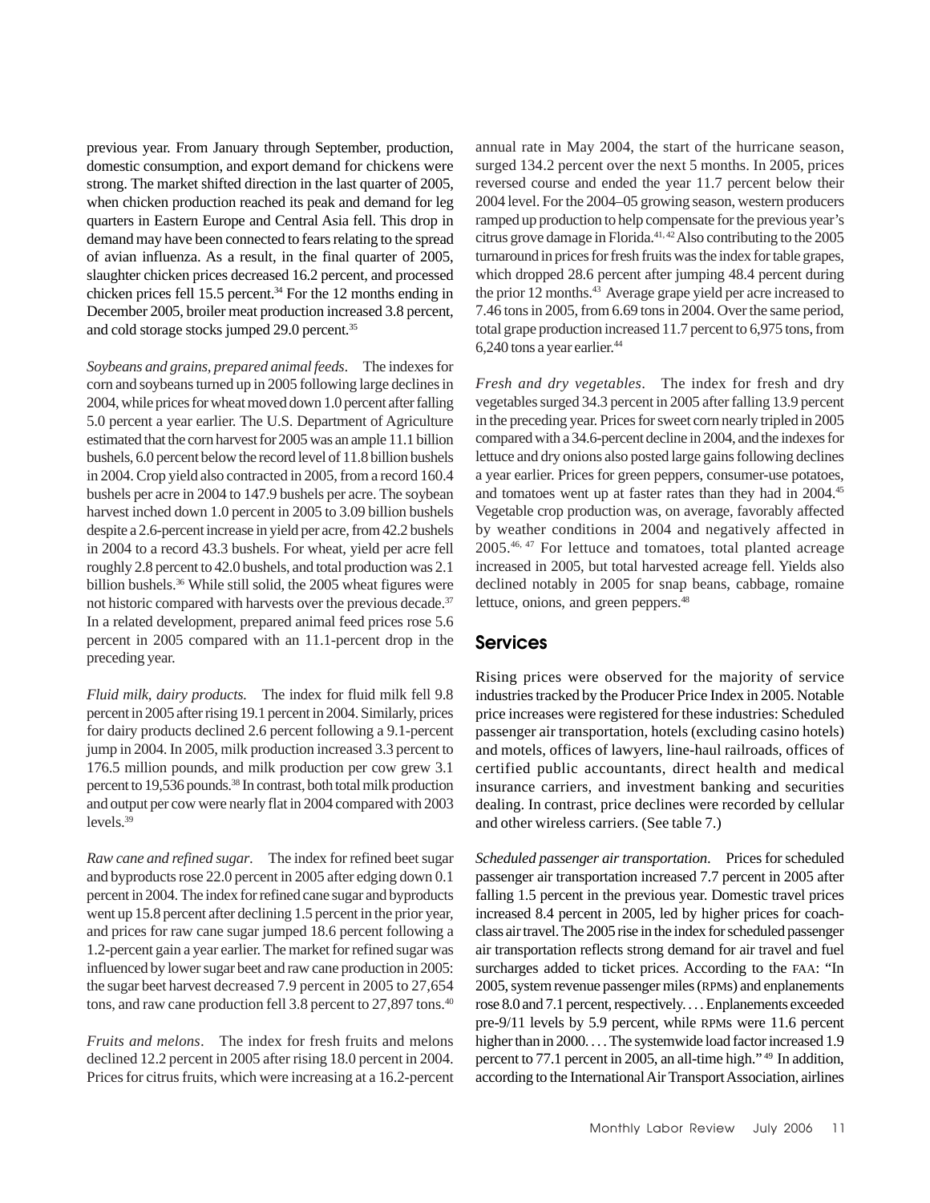previous year. From January through September, production, domestic consumption, and export demand for chickens were strong. The market shifted direction in the last quarter of 2005, when chicken production reached its peak and demand for leg quarters in Eastern Europe and Central Asia fell. This drop in demand may have been connected to fears relating to the spread of avian influenza. As a result, in the final quarter of 2005, slaughter chicken prices decreased 16.2 percent, and processed chicken prices fell 15.5 percent.[34] For the 12 months ending in December 2005, broiler meat production increased 3.8 percent, and cold storage stocks jumped 29.0 percent.[35]

*Soybeans and grains, prepared animal feeds*. The indexes for corn and soybeans turned up in 2005 following large declines in 2004, while prices for wheat moved down 1.0 percent after falling 5.0 percent a year earlier. The U.S. Department of Agriculture estimated that the corn harvest for 2005 was an ample 11.1 billion bushels, 6.0 percent below the record level of 11.8 billion bushels in 2004. Crop yield also contracted in 2005, from a record 160.4 bushels per acre in 2004 to 147.9 bushels per acre. The soybean harvest inched down 1.0 percent in 2005 to 3.09 billion bushels despite a 2.6-percent increase in yield per acre, from 42.2 bushels in 2004 to a record 43.3 bushels. For wheat, yield per acre fell roughly 2.8 percent to 42.0 bushels, and total production was 2.1 billion bushels.[36] While still solid, the 2005 wheat figures were not historic compared with harvests over the previous decade.[37] In a related development, prepared animal feed prices rose 5.6 percent in 2005 compared with an 11.1-percent drop in the preceding year.

*Fluid milk, dairy products.* The index for fluid milk fell 9.8 percent in 2005 after rising 19.1 percent in 2004. Similarly, prices for dairy products declined 2.6 percent following a 9.1-percent jump in 2004. In 2005, milk production increased 3.3 percent to 176.5 million pounds, and milk production per cow grew 3.1 percent to 19,536 pounds.[38] In contrast, both total milk production and output per cow were nearly flat in 2004 compared with 2003 levels.[39]

*Raw cane and refined sugar*. The index for refined beet sugar and byproducts rose 22.0 percent in 2005 after edging down 0.1 percent in 2004. The index for refined cane sugar and byproducts went up 15.8 percent after declining 1.5 percent in the prior year, and prices for raw cane sugar jumped 18.6 percent following a 1.2-percent gain a year earlier. The market for refined sugar was influenced by lower sugar beet and raw cane production in 2005: the sugar beet harvest decreased 7.9 percent in 2005 to 27,654 tons, and raw cane production fell 3.8 percent to 27,897 tons.[40]

*Fruits and melons*. The index for fresh fruits and melons declined 12.2 percent in 2005 after rising 18.0 percent in 2004. Prices for citrus fruits, which were increasing at a 16.2-percent annual rate in May 2004, the start of the hurricane season, surged 134.2 percent over the next 5 months. In 2005, prices reversed course and ended the year 11.7 percent below their 2004 level. For the 2004–05 growing season, western producers ramped up production to help compensate for the previous year's citrus grove damage in Florida.[41, 42] Also contributing to the 2005 turnaround in prices for fresh fruits was the index for table grapes, which dropped 28.6 percent after jumping 48.4 percent during the prior 12 months.[43] Average grape yield per acre increased to 7.46 tons in 2005, from 6.69 tons in 2004. Over the same period, total grape production increased 11.7 percent to 6,975 tons, from 6,240 tons a year earlier.[44]

*Fresh and dry vegetables*. The index for fresh and dry vegetables surged 34.3 percent in 2005 after falling 13.9 percent in the preceding year. Prices for sweet corn nearly tripled in 2005 compared with a 34.6-percent decline in 2004, and the indexes for lettuce and dry onions also posted large gains following declines a year earlier. Prices for green peppers, consumer-use potatoes, and tomatoes went up at faster rates than they had in 2004.[45] Vegetable crop production was, on average, favorably affected by weather conditions in 2004 and negatively affected in 2005.[46, 47] For lettuce and tomatoes, total planted acreage increased in 2005, but total harvested acreage fell. Yields also declined notably in 2005 for snap beans, cabbage, romaine lettuce, onions, and green peppers.[48]

## Services

Rising prices were observed for the majority of service industries tracked by the Producer Price Index in 2005. Notable price increases were registered for these industries: Scheduled passenger air transportation, hotels (excluding casino hotels) and motels, offices of lawyers, line-haul railroads, offices of certified public accountants, direct health and medical insurance carriers, and investment banking and securities dealing. In contrast, price declines were recorded by cellular and other wireless carriers. (See table 7.)

*Scheduled passenger air transportation*. Prices for scheduled passenger air transportation increased 7.7 percent in 2005 after falling 1.5 percent in the previous year. Domestic travel prices increased 8.4 percent in 2005, led by higher prices for coach-class air travel. The 2005 rise in the index for scheduled passenger air transportation reflects strong demand for air travel and fuel surcharges added to ticket prices. According to the FAA: "In 2005, system revenue passenger miles (RPMs) and enplanements rose 8.0 and 7.1 percent, respectively. . . . Enplanements exceeded pre-9/11 levels by 5.9 percent, while RPMs were 11.6 percent higher than in 2000. . . . The systemwide load factor increased 1.9 percent to 77.1 percent in 2005, an all-time high."[49] In addition, according to the International Air Transport Association, airlines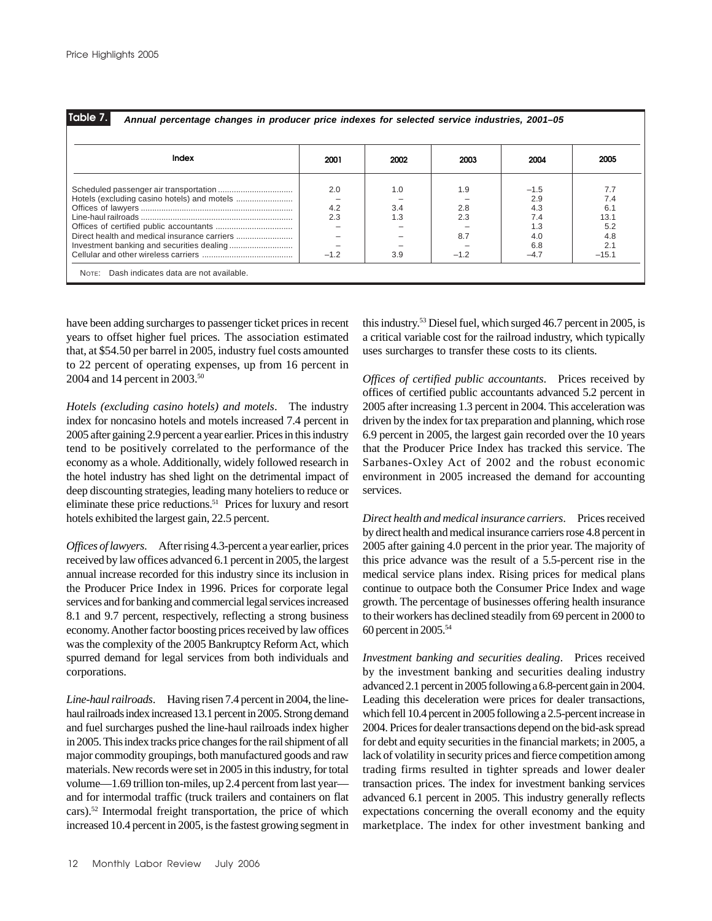**Table 7. Annual percentage changes in producer price indexes for selected service industries, 2001–05**

| Index | 2001 | 2002 | 2003 | 2004 | 2005 |
|---|---|---|---|---|---|
| Scheduled passenger air transportation | 2.0 | 1.0 | 1.9 | –1.5 | 7.7 |
| Hotels (excluding casino hotels) and motels | – | – | – | 2.9 | 7.4 |
| Offices of lawyers | 4.2 | 3.4 | 2.8 | 4.3 | 6.1 |
| Line-haul railroads | 2.3 | 1.3 | 2.3 | 7.4 | 13.1 |
| Offices of certified public accountants | – | – | – | 1.3 | 5.2 |
| Direct health and medical insurance carriers | – | – | 8.7 | 4.0 | 4.8 |
| Investment banking and securities dealing | – | – | – | 6.8 | 2.1 |
| Cellular and other wireless carriers | –1.2 | 3.9 | –1.2 | –4.7 | –15.1 |

NOTE: Dash indicates data are not available.

have been adding surcharges to passenger ticket prices in recent years to offset higher fuel prices. The association estimated that, at $54.50 per barrel in 2005, industry fuel costs amounted to 22 percent of operating expenses, up from 16 percent in 2004 and 14 percent in 2003.[50]

*Hotels (excluding casino hotels) and motels*. The industry index for noncasino hotels and motels increased 7.4 percent in 2005 after gaining 2.9 percent a year earlier. Prices in this industry tend to be positively correlated to the performance of the economy as a whole. Additionally, widely followed research in the hotel industry has shed light on the detrimental impact of deep discounting strategies, leading many hoteliers to reduce or eliminate these price reductions.[51] Prices for luxury and resort hotels exhibited the largest gain, 22.5 percent.

*Offices of lawyers*. After rising 4.3-percent a year earlier, prices received by law offices advanced 6.1 percent in 2005, the largest annual increase recorded for this industry since its inclusion in the Producer Price Index in 1996. Prices for corporate legal services and for banking and commercial legal services increased 8.1 and 9.7 percent, respectively, reflecting a strong business economy. Another factor boosting prices received by law offices was the complexity of the 2005 Bankruptcy Reform Act, which spurred demand for legal services from both individuals and corporations.

*Line-haul railroads*. Having risen 7.4 percent in 2004, the line-haul railroads index increased 13.1 percent in 2005. Strong demand and fuel surcharges pushed the line-haul railroads index higher in 2005. This index tracks price changes for the rail shipment of all major commodity groupings, both manufactured goods and raw materials. New records were set in 2005 in this industry, for total volume—1.69 trillion ton-miles, up 2.4 percent from last year—and for intermodal traffic (truck trailers and containers on flat cars).[52] Intermodal freight transportation, the price of which increased 10.4 percent in 2005, is the fastest growing segment in this industry.[53] Diesel fuel, which surged 46.7 percent in 2005, is a critical variable cost for the railroad industry, which typically uses surcharges to transfer these costs to its clients.

*Offices of certified public accountants*. Prices received by offices of certified public accountants advanced 5.2 percent in 2005 after increasing 1.3 percent in 2004. This acceleration was driven by the index for tax preparation and planning, which rose 6.9 percent in 2005, the largest gain recorded over the 10 years that the Producer Price Index has tracked this service. The Sarbanes-Oxley Act of 2002 and the robust economic environment in 2005 increased the demand for accounting services.

*Direct health and medical insurance carriers*. Prices received by direct health and medical insurance carriers rose 4.8 percent in 2005 after gaining 4.0 percent in the prior year. The majority of this price advance was the result of a 5.5-percent rise in the medical service plans index. Rising prices for medical plans continue to outpace both the Consumer Price Index and wage growth. The percentage of businesses offering health insurance to their workers has declined steadily from 69 percent in 2000 to 60 percent in 2005.[54]

*Investment banking and securities dealing*. Prices received by the investment banking and securities dealing industry advanced 2.1 percent in 2005 following a 6.8-percent gain in 2004. Leading this deceleration were prices for dealer transactions, which fell 10.4 percent in 2005 following a 2.5-percent increase in 2004. Prices for dealer transactions depend on the bid-ask spread for debt and equity securities in the financial markets; in 2005, a lack of volatility in security prices and fierce competition among trading firms resulted in tighter spreads and lower dealer transaction prices. The index for investment banking services advanced 6.1 percent in 2005. This industry generally reflects expectations concerning the overall economy and the equity marketplace. The index for other investment banking and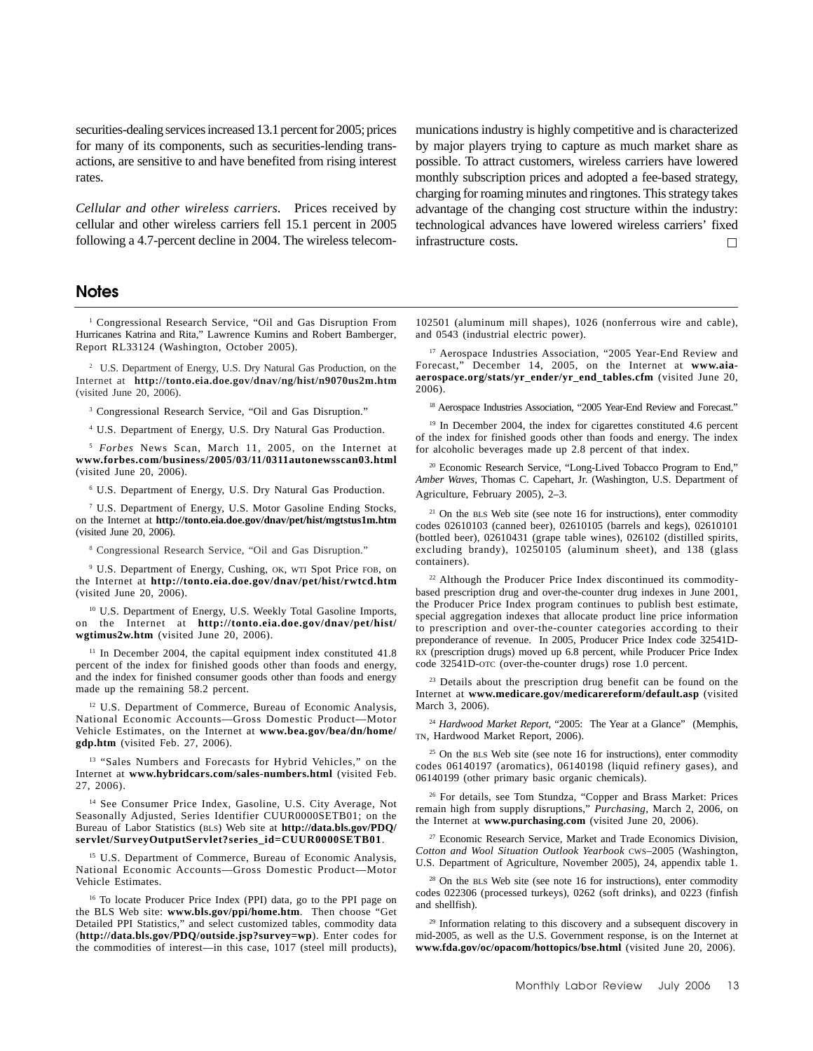securities-dealing services increased 13.1 percent for 2005; prices for many of its components, such as securities-lending transactions, are sensitive to and have benefited from rising interest rates.

*Cellular and other wireless carriers.* Prices received by cellular and other wireless carriers fell 15.1 percent in 2005 following a 4.7-percent decline in 2004. The wireless telecommunications industry is highly competitive and is characterized by major players trying to capture as much market share as possible. To attract customers, wireless carriers have lowered monthly subscription prices and adopted a fee-based strategy, charging for roaming minutes and ringtones. This strategy takes advantage of the changing cost structure within the industry: technological advances have lowered wireless carriers' fixed infrastructure costs. □

## Notes

[1] Congressional Research Service, "Oil and Gas Disruption From Hurricanes Katrina and Rita," Lawrence Kumins and Robert Bamberger, Report RL33124 (Washington, October 2005).

[2] U.S. Department of Energy, U.S. Dry Natural Gas Production, on the Internet at **http://tonto.eia.doe.gov/dnav/ng/hist/n9070us2m.htm** (visited June 20, 2006).

[3] Congressional Research Service, "Oil and Gas Disruption."

[4] U.S. Department of Energy, U.S. Dry Natural Gas Production.

[5] *Forbes* News Scan, March 11, 2005, on the Internet at **www.forbes.com/business/2005/03/11/0311autonewsscan03.html** (visited June 20, 2006).

[6] U.S. Department of Energy, U.S. Dry Natural Gas Production.

[7] U.S. Department of Energy, U.S. Motor Gasoline Ending Stocks, on the Internet at **http://tonto.eia.doe.gov/dnav/pet/hist/mgtstus1m.htm** (visited June 20, 2006).

[8] Congressional Research Service, "Oil and Gas Disruption."

[9] U.S. Department of Energy, Cushing, OK, WTI Spot Price FOB, on the Internet at **http://tonto.eia.doe.gov/dnav/pet/hist/rwtcd.htm** (visited June 20, 2006).

[10] U.S. Department of Energy, U.S. Weekly Total Gasoline Imports, on the Internet at **http://tonto.eia.doe.gov/dnav/pet/hist/wgtimus2w.htm** (visited June 20, 2006).

[11] In December 2004, the capital equipment index constituted 41.8 percent of the index for finished goods other than foods and energy, and the index for finished consumer goods other than foods and energy made up the remaining 58.2 percent.

[12] U.S. Department of Commerce, Bureau of Economic Analysis, National Economic Accounts—Gross Domestic Product—Motor Vehicle Estimates, on the Internet at **www.bea.gov/bea/dn/home/gdp.htm** (visited Feb. 27, 2006).

[13] "Sales Numbers and Forecasts for Hybrid Vehicles," on the Internet at **www.hybridcars.com/sales-numbers.html** (visited Feb. 27, 2006).

[14] See Consumer Price Index, Gasoline, U.S. City Average, Not Seasonally Adjusted, Series Identifier CUUR0000SETB01; on the Bureau of Labor Statistics (BLS) Web site at **http://data.bls.gov/PDQ/servlet/SurveyOutputServlet?series_id=CUUR0000SETB01**.

[15] U.S. Department of Commerce, Bureau of Economic Analysis, National Economic Accounts—Gross Domestic Product—Motor Vehicle Estimates.

[16] To locate Producer Price Index (PPI) data, go to the PPI page on the BLS Web site: **www.bls.gov/ppi/home.htm**. Then choose "Get Detailed PPI Statistics," and select customized tables, commodity data (**http://data.bls.gov/PDQ/outside.jsp?survey=wp**). Enter codes for the commodities of interest—in this case, 1017 (steel mill products), 102501 (aluminum mill shapes), 1026 (nonferrous wire and cable), and 0543 (industrial electric power).

[17] Aerospace Industries Association, "2005 Year-End Review and Forecast," December 14, 2005, on the Internet at **www.aia-aerospace.org/stats/yr_ender/yr_end_tables.cfm** (visited June 20, 2006).

[18] Aerospace Industries Association, "2005 Year-End Review and Forecast."

[19] In December 2004, the index for cigarettes constituted 4.6 percent of the index for finished goods other than foods and energy. The index for alcoholic beverages made up 2.8 percent of that index.

[20] Economic Research Service, "Long-Lived Tobacco Program to End," *Amber Waves*, Thomas C. Capehart, Jr. (Washington, U.S. Department of Agriculture, February 2005), 2–3.

[21] On the BLS Web site (see note 16 for instructions), enter commodity codes 02610103 (canned beer), 02610105 (barrels and kegs), 02610101 (bottled beer), 02610431 (grape table wines), 026102 (distilled spirits, excluding brandy), 10250105 (aluminum sheet), and 138 (glass containers).

[22] Although the Producer Price Index discontinued its commodity-based prescription drug and over-the-counter drug indexes in June 2001, the Producer Price Index program continues to publish best estimate, special aggregation indexes that allocate product line price information to prescription and over-the-counter categories according to their preponderance of revenue. In 2005, Producer Price Index code 32541D-RX (prescription drugs) moved up 6.8 percent, while Producer Price Index code 32541D-OTC (over-the-counter drugs) rose 1.0 percent.

[23] Details about the prescription drug benefit can be found on the Internet at **www.medicare.gov/medicarereform/default.asp** (visited March 3, 2006).

[24] *Hardwood Market Report*, "2005: The Year at a Glance" (Memphis, TN, Hardwood Market Report, 2006).

[25] On the BLS Web site (see note 16 for instructions), enter commodity codes 06140197 (aromatics), 06140198 (liquid refinery gases), and 06140199 (other primary basic organic chemicals).

[26] For details, see Tom Stundza, "Copper and Brass Market: Prices remain high from supply disruptions," *Purchasing*, March 2, 2006, on the Internet at **www.purchasing.com** (visited June 20, 2006).

[27] Economic Research Service, Market and Trade Economics Division, *Cotton and Wool Situation Outlook Yearbook* CWS–2005 (Washington, U.S. Department of Agriculture, November 2005), 24, appendix table 1.

[28] On the BLS Web site (see note 16 for instructions), enter commodity codes 022306 (processed turkeys), 0262 (soft drinks), and 0223 (finfish and shellfish).

[29] Information relating to this discovery and a subsequent discovery in mid-2005, as well as the U.S. Government response, is on the Internet at **www.fda.gov/oc/opacom/hottopics/bse.html** (visited June 20, 2006).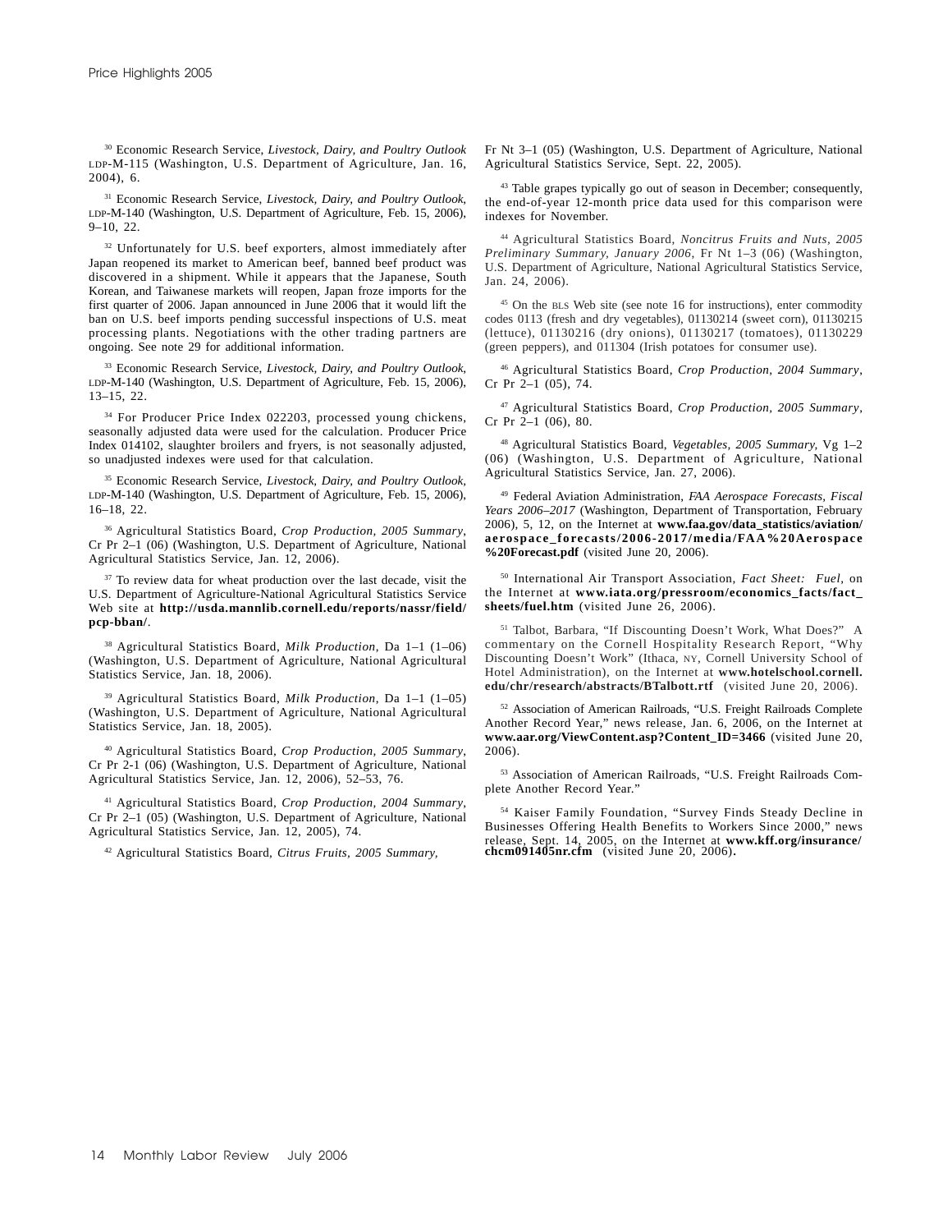[30] Economic Research Service, *Livestock, Dairy, and Poultry Outlook* LDP-M-115 (Washington, U.S. Department of Agriculture, Jan. 16, 2004), 6.

[31] Economic Research Service, *Livestock, Dairy, and Poultry Outlook*, LDP-M-140 (Washington, U.S. Department of Agriculture, Feb. 15, 2006), 9–10, 22.

[32] Unfortunately for U.S. beef exporters, almost immediately after Japan reopened its market to American beef, banned beef product was discovered in a shipment. While it appears that the Japanese, South Korean, and Taiwanese markets will reopen, Japan froze imports for the first quarter of 2006. Japan announced in June 2006 that it would lift the ban on U.S. beef imports pending successful inspections of U.S. meat processing plants. Negotiations with the other trading partners are ongoing. See note 29 for additional information.

[33] Economic Research Service, *Livestock, Dairy, and Poultry Outlook*, LDP-M-140 (Washington, U.S. Department of Agriculture, Feb. 15, 2006), 13–15, 22.

[34] For Producer Price Index 022203, processed young chickens, seasonally adjusted data were used for the calculation. Producer Price Index 014102, slaughter broilers and fryers, is not seasonally adjusted, so unadjusted indexes were used for that calculation.

[35] Economic Research Service, *Livestock, Dairy, and Poultry Outlook*, LDP-M-140 (Washington, U.S. Department of Agriculture, Feb. 15, 2006), 16–18, 22.

[36] Agricultural Statistics Board, *Crop Production, 2005 Summary*, Cr Pr 2–1 (06) (Washington, U.S. Department of Agriculture, National Agricultural Statistics Service, Jan. 12, 2006).

[37] To review data for wheat production over the last decade, visit the U.S. Department of Agriculture-National Agricultural Statistics Service Web site at **http://usda.mannlib.cornell.edu/reports/nassr/field/pcp-bban/**.

[38] Agricultural Statistics Board, *Milk Production*, Da 1–1 (1–06) (Washington, U.S. Department of Agriculture, National Agricultural Statistics Service, Jan. 18, 2006).

[39] Agricultural Statistics Board, *Milk Production*, Da 1–1 (1–05) (Washington, U.S. Department of Agriculture, National Agricultural Statistics Service, Jan. 18, 2005).

[40] Agricultural Statistics Board, *Crop Production, 2005 Summary*, Cr Pr 2-1 (06) (Washington, U.S. Department of Agriculture, National Agricultural Statistics Service, Jan. 12, 2006), 52–53, 76.

[41] Agricultural Statistics Board, *Crop Production, 2004 Summary*, Cr Pr 2–1 (05) (Washington, U.S. Department of Agriculture, National Agricultural Statistics Service, Jan. 12, 2005), 74.

[42] Agricultural Statistics Board, *Citrus Fruits, 2005 Summary*, Fr Nt 3–1 (05) (Washington, U.S. Department of Agriculture, National Agricultural Statistics Service, Sept. 22, 2005).

[43] Table grapes typically go out of season in December; consequently, the end-of-year 12-month price data used for this comparison were indexes for November.

[44] Agricultural Statistics Board, *Noncitrus Fruits and Nuts, 2005 Preliminary Summary, January 2006*, Fr Nt 1–3 (06) (Washington, U.S. Department of Agriculture, National Agricultural Statistics Service, Jan. 24, 2006).

[45] On the BLS Web site (see note 16 for instructions), enter commodity codes 0113 (fresh and dry vegetables), 01130214 (sweet corn), 01130215 (lettuce), 01130216 (dry onions), 01130217 (tomatoes), 01130229 (green peppers), and 011304 (Irish potatoes for consumer use).

[46] Agricultural Statistics Board, *Crop Production, 2004 Summary*, Cr Pr 2–1 (05), 74.

[47] Agricultural Statistics Board, *Crop Production, 2005 Summary*, Cr Pr 2–1 (06), 80.

[48] Agricultural Statistics Board, *Vegetables, 2005 Summary*, Vg 1–2 (06) (Washington, U.S. Department of Agriculture, National Agricultural Statistics Service, Jan. 27, 2006).

[49] Federal Aviation Administration, *FAA Aerospace Forecasts, Fiscal Years 2006–2017* (Washington, Department of Transportation, February 2006), 5, 12, on the Internet at **www.faa.gov/data_statistics/aviation/aerospace_forecasts/2006-2017/media/FAA%20Aerospace%20Forecast.pdf** (visited June 20, 2006).

[50] International Air Transport Association, *Fact Sheet: Fuel*, on the Internet at **www.iata.org/pressroom/economics_facts/fact_sheets/fuel.htm** (visited June 26, 2006).

[51] Talbot, Barbara, "If Discounting Doesn't Work, What Does?" A commentary on the Cornell Hospitality Research Report, "Why Discounting Doesn't Work" (Ithaca, NY, Cornell University School of Hotel Administration), on the Internet at **www.hotelschool.cornell.edu/chr/research/abstracts/BTalbott.rtf** (visited June 20, 2006).

[52] Association of American Railroads, "U.S. Freight Railroads Complete Another Record Year," news release, Jan. 6, 2006, on the Internet at **www.aar.org/ViewContent.asp?Content_ID=3466** (visited June 20, 2006).

[53] Association of American Railroads, "U.S. Freight Railroads Complete Another Record Year."

[54] Kaiser Family Foundation, "Survey Finds Steady Decline in Businesses Offering Health Benefits to Workers Since 2000," news release, Sept. 14, 2005, on the Internet at **www.kff.org/insurance/chcm091405nr.cfm** (visited June 20, 2006).